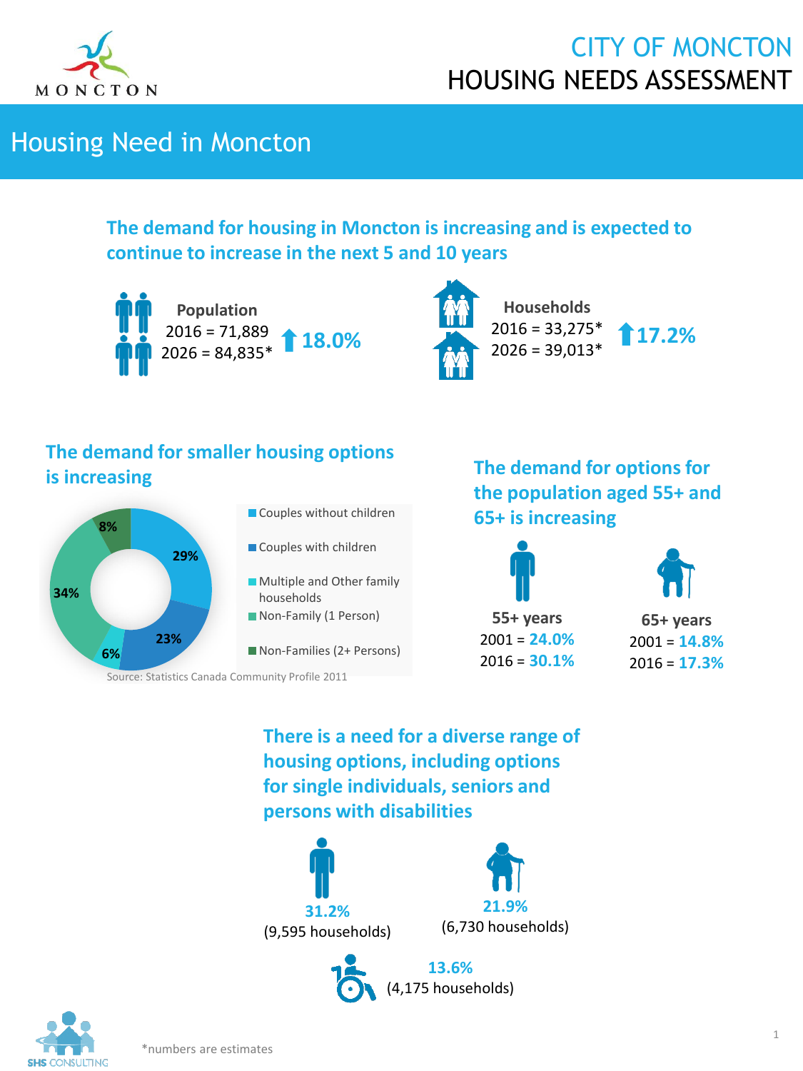# CITY OF MONCTON
# HOUSING NEEDS ASSESSMENT

## Housing Need in Moncton

### The demand for housing in Moncton is increasing and is expected to continue to increase in the next 5 and 10 years

**Population**
2016 = 71,889
2026 = 84,835*
⬆ 18.0%

**Households**
2016 = 33,275*
2026 = 39,013*
⬆ 17.2%

### The demand for smaller housing options is increasing

| Household type | % |
|---|---|
| Couples without children | 29% |
| Couples with children | 23% |
| Multiple and Other family households | 6% |
| Non-Family (1 Person) | 34% |
| Non-Families (2+ Persons) | 8% |

Source: Statistics Canada Community Profile 2011

### The demand for options for the population aged 55+ and 65+ is increasing

**55+ years**
2001 = 24.0%
2016 = 30.1%

**65+ years**
2001 = 14.8%
2016 = 17.3%

### There is a need for a diverse range of housing options, including options for single individuals, seniors and persons with disabilities

**31.2%**
(9,595 households)

**21.9%**
(6,730 households)

**13.6%**
(4,175 households)

*numbers are estimates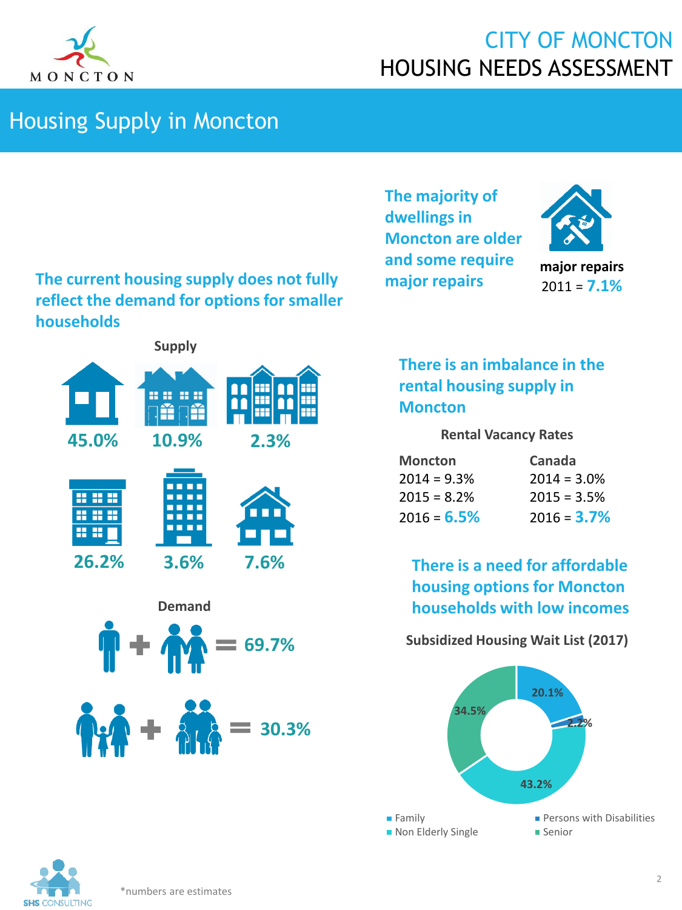# Housing Supply in Moncton

## The current housing supply does not fully reflect the demand for options for smaller households

**Supply**

45.0%

10.9%

2.3%

26.2%

3.6%

7.6%

**Demand**

+ = 69.7%

+ = 30.3%

## The majority of dwellings in Moncton are older and some require major repairs

**major repairs**
2011 = **7.1%**

## There is an imbalance in the rental housing supply in Moncton

**Rental Vacancy Rates**

| Moncton | Canada |
|---|---|
| 2014 = 9.3% | 2014 = 3.0% |
| 2015 = 8.2% | 2015 = 3.5% |
| 2016 = **6.5%** | 2016 = **3.7%** |

## There is a need for affordable housing options for Moncton households with low incomes

**Subsidized Housing Wait List (2017)**

| Category | % |
|---|---|
| Family | 20.1% |
| Persons with Disabilities | 2.2% |
| Non Elderly Single | 43.2% |
| Senior | 34.5% |

*numbers are estimates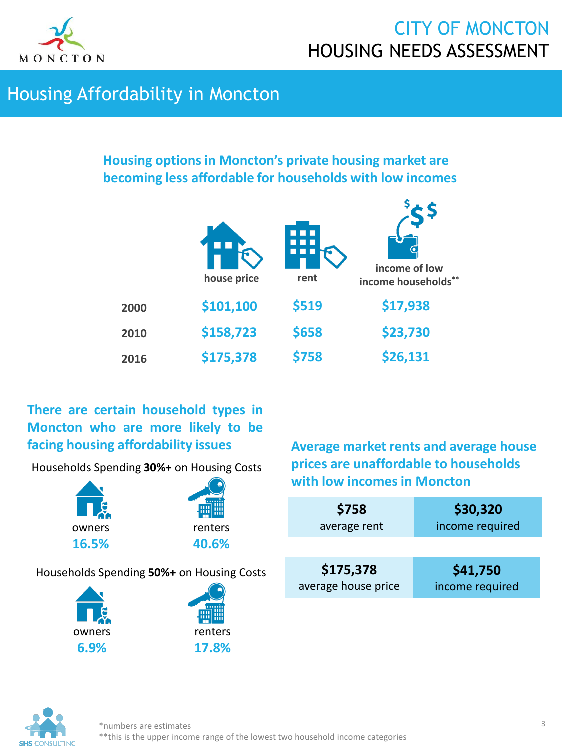# CITY OF MONCTON HOUSING NEEDS ASSESSMENT

## Housing Affordability in Moncton

### Housing options in Moncton's private housing market are becoming less affordable for households with low incomes

| | house price | rent | income of low income households** |
|---|---|---|---|
| 2000 | $101,100 | $519 | $17,938 |
| 2010 | $158,723 | $658 | $23,730 |
| 2016 | $175,378 | $758 | $26,131 |

### There are certain household types in Moncton who are more likely to be facing housing affordability issues

Households Spending **30%+** on Housing Costs

| owners | renters |
|---|---|
| 16.5% | 40.6% |

Households Spending **50%+** on Housing Costs

| owners | renters |
|---|---|
| 6.9% | 17.8% |

### Average market rents and average house prices are unaffordable to households with low incomes in Moncton

| | |
|---|---|
| **$758** average rent | **$30,320** income required |
| **$175,378** average house price | **$41,750** income required |

*numbers are estimates

**this is the upper income range of the lowest two household income categories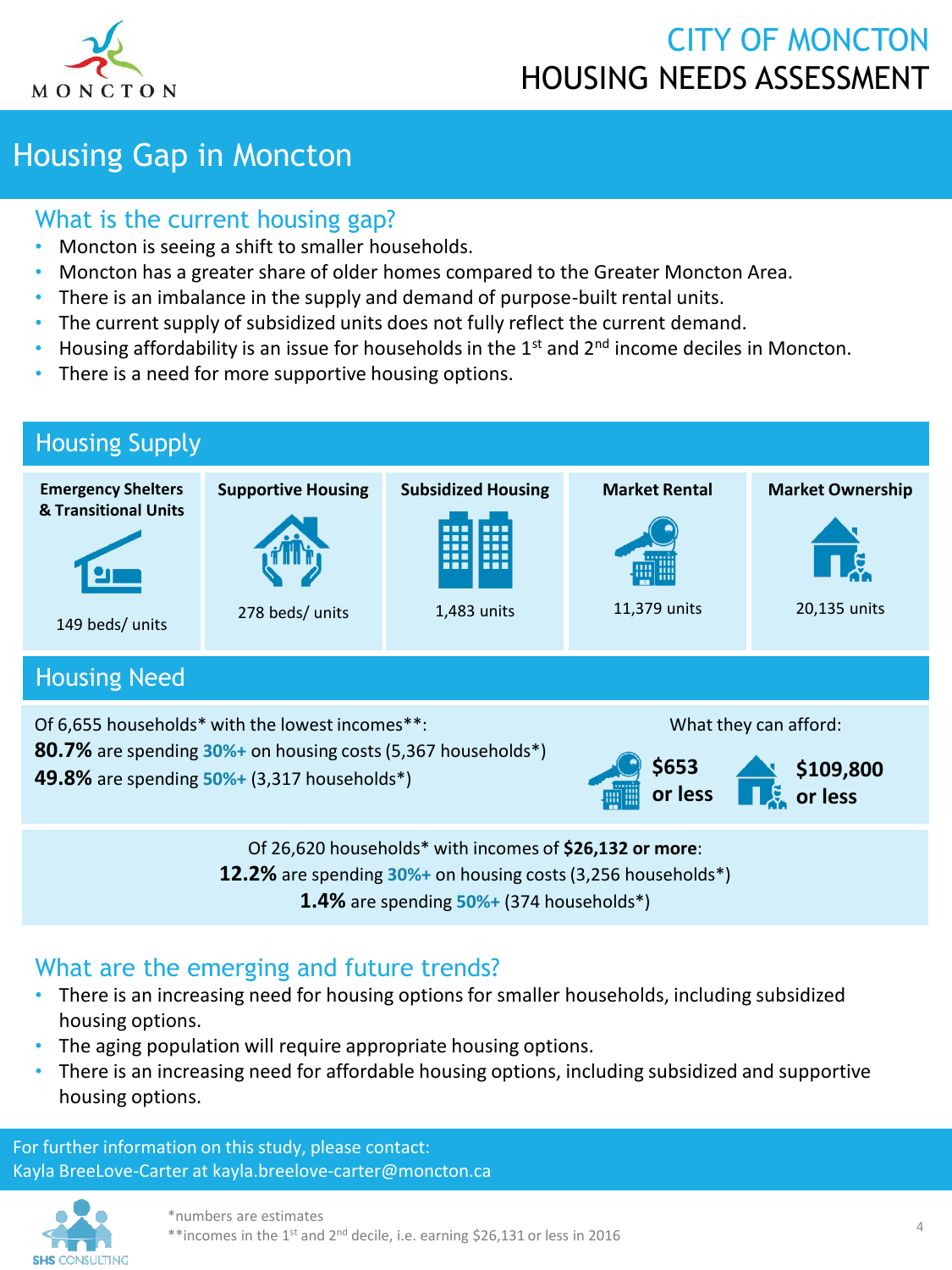# CITY OF MONCTON
# HOUSING NEEDS ASSESSMENT

## Housing Gap in Moncton

### What is the current housing gap?

- Moncton is seeing a shift to smaller households.
- Moncton has a greater share of older homes compared to the Greater Moncton Area.
- There is an imbalance in the supply and demand of purpose-built rental units.
- The current supply of subsidized units does not fully reflect the current demand.
- Housing affordability is an issue for households in the 1st and 2nd income deciles in Moncton.
- There is a need for more supportive housing options.

### Housing Supply

| Emergency Shelters & Transitional Units | Supportive Housing | Subsidized Housing | Market Rental | Market Ownership |
|---|---|---|---|---|
| 149 beds/ units | 278 beds/ units | 1,483 units | 11,379 units | 20,135 units |

### Housing Need

Of 6,655 households* with the lowest incomes**:

**80.7%** are spending **30%+** on housing costs (5,367 households*)

**49.8%** are spending **50%+** (3,317 households*)

What they can afford:

**$653 or less**

**$109,800 or less**

Of 26,620 households* with incomes of **$26,132 or more**:

**12.2%** are spending **30%+** on housing costs (3,256 households*)

**1.4%** are spending **50%+** (374 households*)

### What are the emerging and future trends?

- There is an increasing need for housing options for smaller households, including subsidized housing options.
- The aging population will require appropriate housing options.
- There is an increasing need for affordable housing options, including subsidized and supportive housing options.

For further information on this study, please contact:
Kayla BreeLove-Carter at kayla.breelove-carter@moncton.ca

*numbers are estimates
**incomes in the 1st and 2nd decile, i.e. earning $26,131 or less in 2016